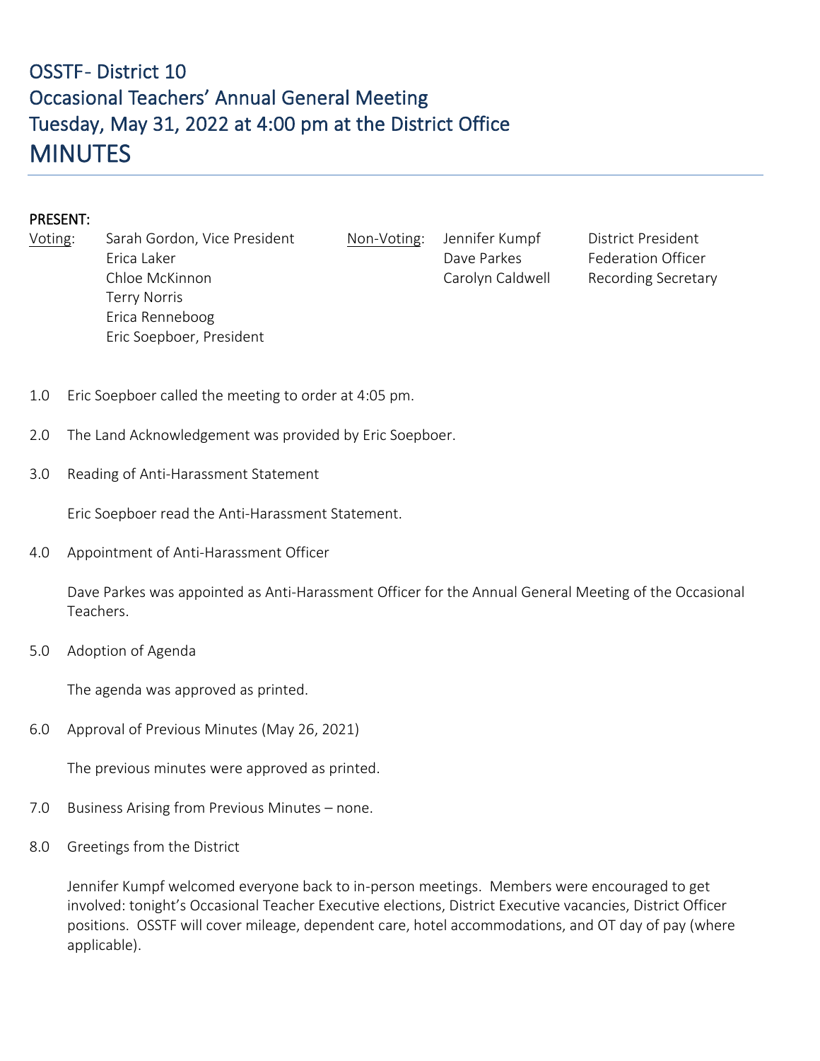# OSSTF- District 10
# Occasional Teachers' Annual General Meeting
# Tuesday, May 31, 2022 at 4:00 pm at the District Office
# MINUTES

**PRESENT:**

| Voting: | | Non-Voting: | |
|---|---|---|---|
| Sarah Gordon, Vice President | | Jennifer Kumpf | District President |
| Erica Laker | | Dave Parkes | Federation Officer |
| Chloe McKinnon | | Carolyn Caldwell | Recording Secretary |
| Terry Norris | | | |
| Erica Renneboog | | | |
| Eric Soepboer, President | | | |

1.0 Eric Soepboer called the meeting to order at 4:05 pm.

2.0 The Land Acknowledgement was provided by Eric Soepboer.

3.0 Reading of Anti-Harassment Statement

Eric Soepboer read the Anti-Harassment Statement.

4.0 Appointment of Anti-Harassment Officer

Dave Parkes was appointed as Anti-Harassment Officer for the Annual General Meeting of the Occasional Teachers.

5.0 Adoption of Agenda

The agenda was approved as printed.

6.0 Approval of Previous Minutes (May 26, 2021)

The previous minutes were approved as printed.

7.0 Business Arising from Previous Minutes – none.

8.0 Greetings from the District

Jennifer Kumpf welcomed everyone back to in-person meetings. Members were encouraged to get involved: tonight's Occasional Teacher Executive elections, District Executive vacancies, District Officer positions. OSSTF will cover mileage, dependent care, hotel accommodations, and OT day of pay (where applicable).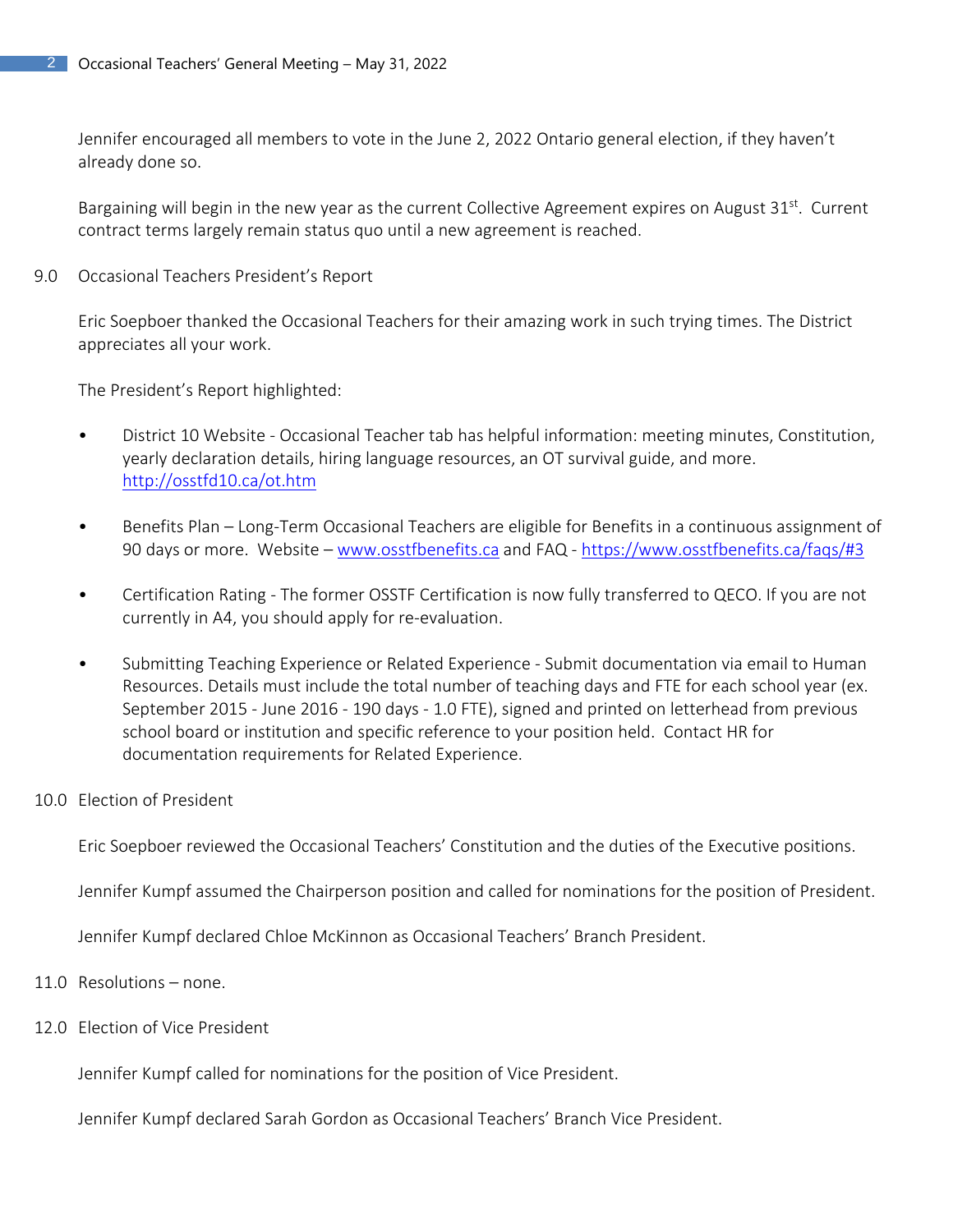Jennifer encouraged all members to vote in the June 2, 2022 Ontario general election, if they haven't already done so.

Bargaining will begin in the new year as the current Collective Agreement expires on August 31st. Current contract terms largely remain status quo until a new agreement is reached.

9.0 Occasional Teachers President's Report

Eric Soepboer thanked the Occasional Teachers for their amazing work in such trying times. The District appreciates all your work.

The President's Report highlighted:

- District 10 Website - Occasional Teacher tab has helpful information: meeting minutes, Constitution, yearly declaration details, hiring language resources, an OT survival guide, and more. [http://osstfd10.ca/ot.htm](http://osstfd10.ca/ot.htm)

- Benefits Plan – Long-Term Occasional Teachers are eligible for Benefits in a continuous assignment of 90 days or more. Website – [www.osstfbenefits.ca](www.osstfbenefits.ca) and FAQ - [https://www.osstfbenefits.ca/faqs/#3](https://www.osstfbenefits.ca/faqs/#3)

- Certification Rating - The former OSSTF Certification is now fully transferred to QECO. If you are not currently in A4, you should apply for re-evaluation.

- Submitting Teaching Experience or Related Experience - Submit documentation via email to Human Resources. Details must include the total number of teaching days and FTE for each school year (ex. September 2015 - June 2016 - 190 days - 1.0 FTE), signed and printed on letterhead from previous school board or institution and specific reference to your position held. Contact HR for documentation requirements for Related Experience.

10.0 Election of President

Eric Soepboer reviewed the Occasional Teachers' Constitution and the duties of the Executive positions.

Jennifer Kumpf assumed the Chairperson position and called for nominations for the position of President.

Jennifer Kumpf declared Chloe McKinnon as Occasional Teachers' Branch President.

11.0 Resolutions – none.

12.0 Election of Vice President

Jennifer Kumpf called for nominations for the position of Vice President.

Jennifer Kumpf declared Sarah Gordon as Occasional Teachers' Branch Vice President.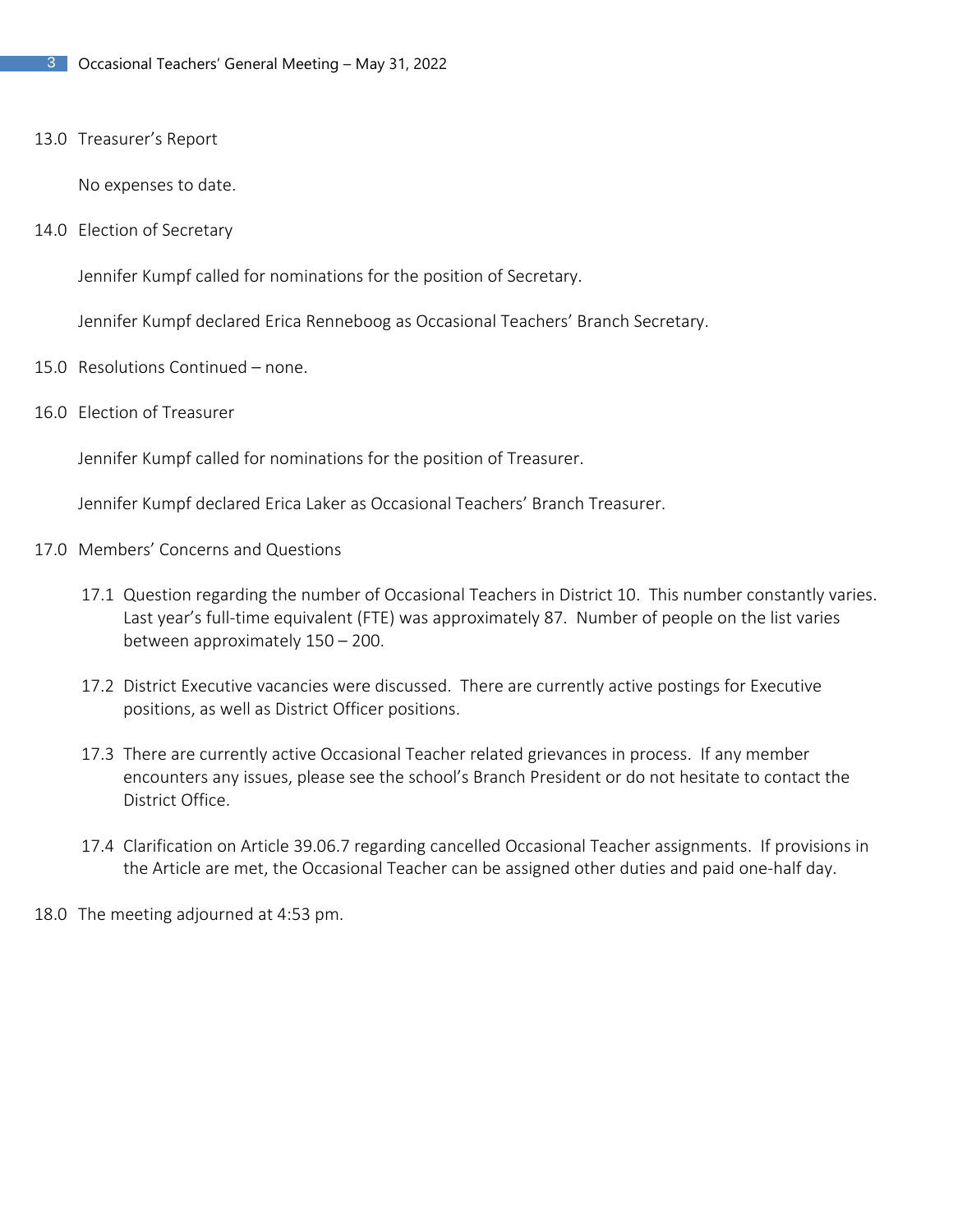13.0 Treasurer's Report

No expenses to date.

14.0 Election of Secretary

Jennifer Kumpf called for nominations for the position of Secretary.

Jennifer Kumpf declared Erica Renneboog as Occasional Teachers' Branch Secretary.

15.0 Resolutions Continued – none.

16.0 Election of Treasurer

Jennifer Kumpf called for nominations for the position of Treasurer.

Jennifer Kumpf declared Erica Laker as Occasional Teachers' Branch Treasurer.

17.0 Members' Concerns and Questions

17.1 Question regarding the number of Occasional Teachers in District 10. This number constantly varies. Last year's full-time equivalent (FTE) was approximately 87. Number of people on the list varies between approximately 150 – 200.

17.2 District Executive vacancies were discussed. There are currently active postings for Executive positions, as well as District Officer positions.

17.3 There are currently active Occasional Teacher related grievances in process. If any member encounters any issues, please see the school's Branch President or do not hesitate to contact the District Office.

17.4 Clarification on Article 39.06.7 regarding cancelled Occasional Teacher assignments. If provisions in the Article are met, the Occasional Teacher can be assigned other duties and paid one-half day.

18.0 The meeting adjourned at 4:53 pm.